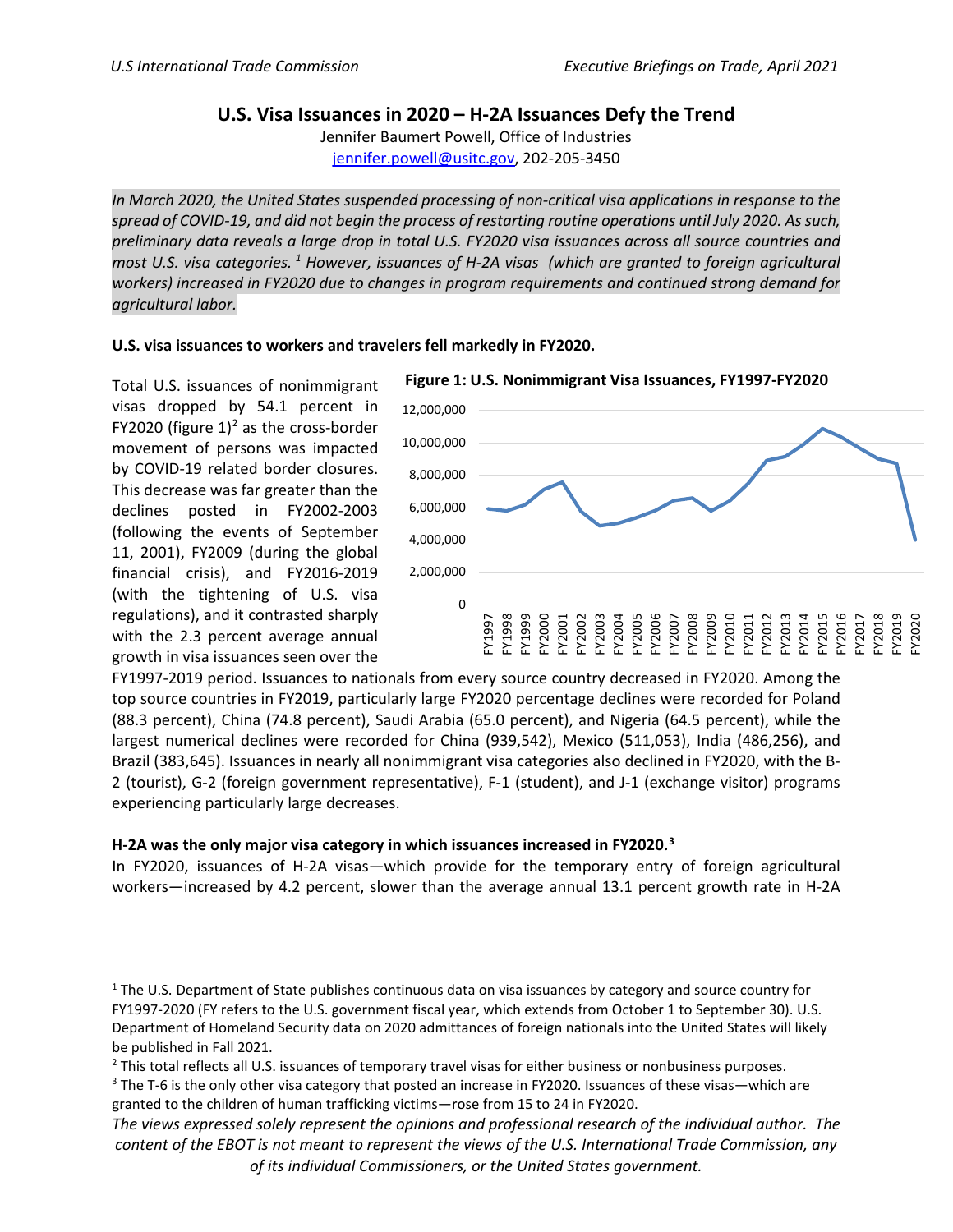# U.S. Visa Issuances in 2020 – H-2A Issuances Defy the Trend

Jennifer Baumert Powell, Office of Industries
jennifer.powell@usitc.gov, 202-205-3450

*In March 2020, the United States suspended processing of non-critical visa applications in response to the spread of COVID-19, and did not begin the process of restarting routine operations until July 2020. As such, preliminary data reveals a large drop in total U.S. FY2020 visa issuances across all source countries and most U.S. visa categories.* [1] *However, issuances of H-2A visas (which are granted to foreign agricultural workers) increased in FY2020 due to changes in program requirements and continued strong demand for agricultural labor.*

**U.S. visa issuances to workers and travelers fell markedly in FY2020.**

**Figure 1: U.S. Nonimmigrant Visa Issuances, FY1997-FY2020**

Total U.S. issuances of nonimmigrant visas dropped by 54.1 percent in FY2020 (figure 1)[2] as the cross-border movement of persons was impacted by COVID-19 related border closures. This decrease was far greater than the declines posted in FY2002-2003 (following the events of September 11, 2001), FY2009 (during the global financial crisis), and FY2016-2019 (with the tightening of U.S. visa regulations), and it contrasted sharply with the 2.3 percent average annual growth in visa issuances seen over the FY1997-2019 period. Issuances to nationals from every source country decreased in FY2020. Among the top source countries in FY2019, particularly large FY2020 percentage declines were recorded for Poland (88.3 percent), China (74.8 percent), Saudi Arabia (65.0 percent), and Nigeria (64.5 percent), while the largest numerical declines were recorded for China (939,542), Mexico (511,053), India (486,256), and Brazil (383,645). Issuances in nearly all nonimmigrant visa categories also declined in FY2020, with the B-2 (tourist), G-2 (foreign government representative), F-1 (student), and J-1 (exchange visitor) programs experiencing particularly large decreases.

**H-2A was the only major visa category in which issuances increased in FY2020.[3]**

In FY2020, issuances of H-2A visas—which provide for the temporary entry of foreign agricultural workers—increased by 4.2 percent, slower than the average annual 13.1 percent growth rate in H-2A

---

[1] The U.S. Department of State publishes continuous data on visa issuances by category and source country for FY1997-2020 (FY refers to the U.S. government fiscal year, which extends from October 1 to September 30). U.S. Department of Homeland Security data on 2020 admittances of foreign nationals into the United States will likely be published in Fall 2021.

[2] This total reflects all U.S. issuances of temporary travel visas for either business or nonbusiness purposes.

[3] The T-6 is the only other visa category that posted an increase in FY2020. Issuances of these visas—which are granted to the children of human trafficking victims—rose from 15 to 24 in FY2020.

*The views expressed solely represent the opinions and professional research of the individual author. The content of the EBOT is not meant to represent the views of the U.S. International Trade Commission, any of its individual Commissioners, or the United States government.*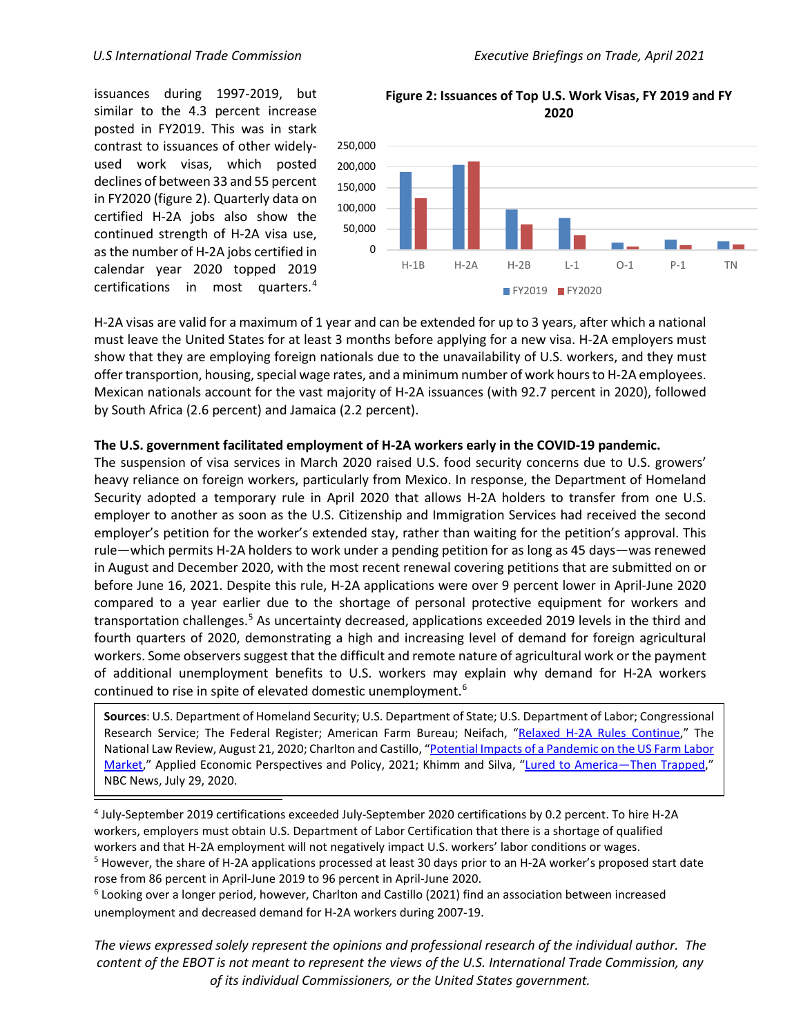issuances during 1997-2019, but similar to the 4.3 percent increase posted in FY2019. This was in stark contrast to issuances of other widely-used work visas, which posted declines of between 33 and 55 percent in FY2020 (figure 2). Quarterly data on certified H-2A jobs also show the continued strength of H-2A visa use, as the number of H-2A jobs certified in calendar year 2020 topped 2019 certifications in most quarters.[4]

**Figure 2: Issuances of Top U.S. Work Visas, FY 2019 and FY 2020**

250,000
200,000
150,000
100,000
50,000
0

H-1B H-2A H-2B L-1 O-1 P-1 TN

FY2019 FY2020

H-2A visas are valid for a maximum of 1 year and can be extended for up to 3 years, after which a national must leave the United States for at least 3 months before applying for a new visa. H-2A employers must show that they are employing foreign nationals due to the unavailability of U.S. workers, and they must offer transportion, housing, special wage rates, and a minimum number of work hours to H-2A employees. Mexican nationals account for the vast majority of H-2A issuances (with 92.7 percent in 2020), followed by South Africa (2.6 percent) and Jamaica (2.2 percent).

**The U.S. government facilitated employment of H-2A workers early in the COVID-19 pandemic.**
The suspension of visa services in March 2020 raised U.S. food security concerns due to U.S. growers' heavy reliance on foreign workers, particularly from Mexico. In response, the Department of Homeland Security adopted a temporary rule in April 2020 that allows H-2A holders to transfer from one U.S. employer to another as soon as the U.S. Citizenship and Immigration Services had received the second employer's petition for the worker's extended stay, rather than waiting for the petition's approval. This rule—which permits H-2A holders to work under a pending petition for as long as 45 days—was renewed in August and December 2020, with the most recent renewal covering petitions that are submitted on or before June 16, 2021. Despite this rule, H-2A applications were over 9 percent lower in April-June 2020 compared to a year earlier due to the shortage of personal protective equipment for workers and transportation challenges.[5] As uncertainty decreased, applications exceeded 2019 levels in the third and fourth quarters of 2020, demonstrating a high and increasing level of demand for foreign agricultural workers. Some observers suggest that the difficult and remote nature of agricultural work or the payment of additional unemployment benefits to U.S. workers may explain why demand for H-2A workers continued to rise in spite of elevated domestic unemployment.[6]

**Sources**: U.S. Department of Homeland Security; U.S. Department of State; U.S. Department of Labor; Congressional Research Service; The Federal Register; American Farm Bureau; Neifach, "Relaxed H-2A Rules Continue," The National Law Review, August 21, 2020; Charlton and Castillo, "Potential Impacts of a Pandemic on the US Farm Labor Market," Applied Economic Perspectives and Policy, 2021; Khimm and Silva, "Lured to America—Then Trapped," NBC News, July 29, 2020.

[4] July-September 2019 certifications exceeded July-September 2020 certifications by 0.2 percent. To hire H-2A workers, employers must obtain U.S. Department of Labor Certification that there is a shortage of qualified workers and that H-2A employment will not negatively impact U.S. workers' labor conditions or wages.

[5] However, the share of H-2A applications processed at least 30 days prior to an H-2A worker's proposed start date rose from 86 percent in April-June 2019 to 96 percent in April-June 2020.

[6] Looking over a longer period, however, Charlton and Castillo (2021) find an association between increased unemployment and decreased demand for H-2A workers during 2007-19.

*The views expressed solely represent the opinions and professional research of the individual author. The content of the EBOT is not meant to represent the views of the U.S. International Trade Commission, any of its individual Commissioners, or the United States government.*